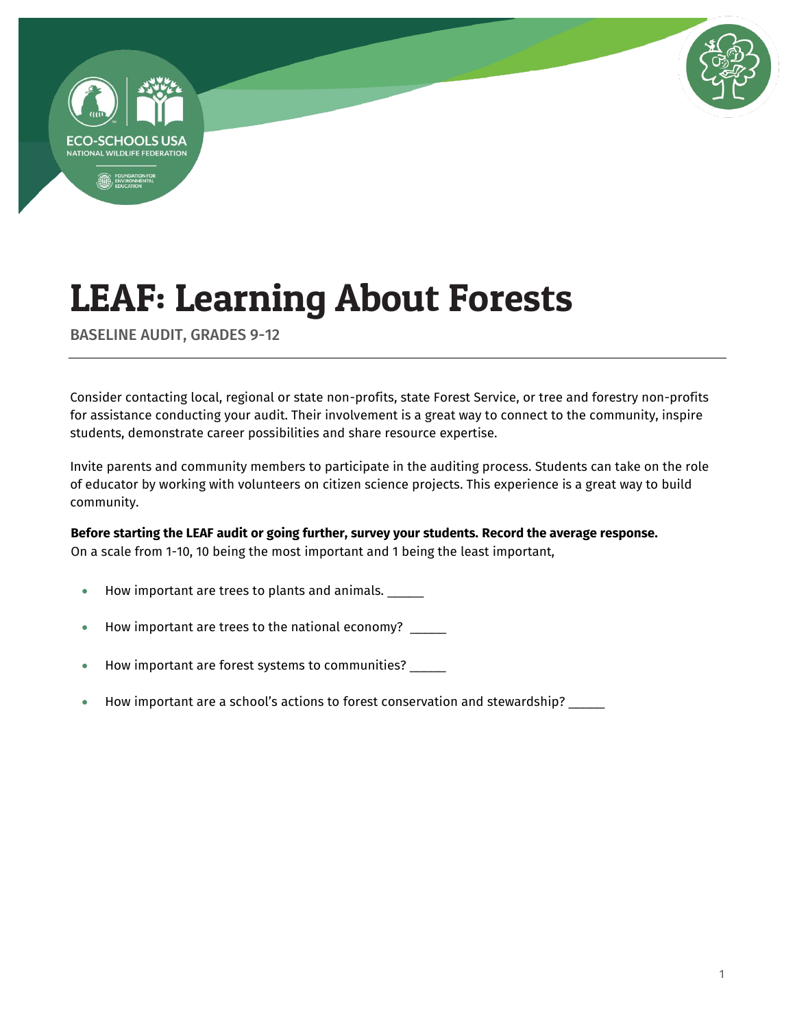# LEAF: Learning About Forests

BASELINE AUDIT, GRADES 9-12

Consider contacting local, regional or state non-profits, state Forest Service, or tree and forestry non-profits for assistance conducting your audit. Their involvement is a great way to connect to the community, inspire students, demonstrate career possibilities and share resource expertise.

Invite parents and community members to participate in the auditing process. Students can take on the role of educator by working with volunteers on citizen science projects. This experience is a great way to build community.

**Before starting the LEAF audit or going further, survey your students. Record the average response.**
On a scale from 1-10, 10 being the most important and 1 being the least important,

- How important are trees to plants and animals. _____
- How important are trees to the national economy? _____
- How important are forest systems to communities? _____
- How important are a school's actions to forest conservation and stewardship? _____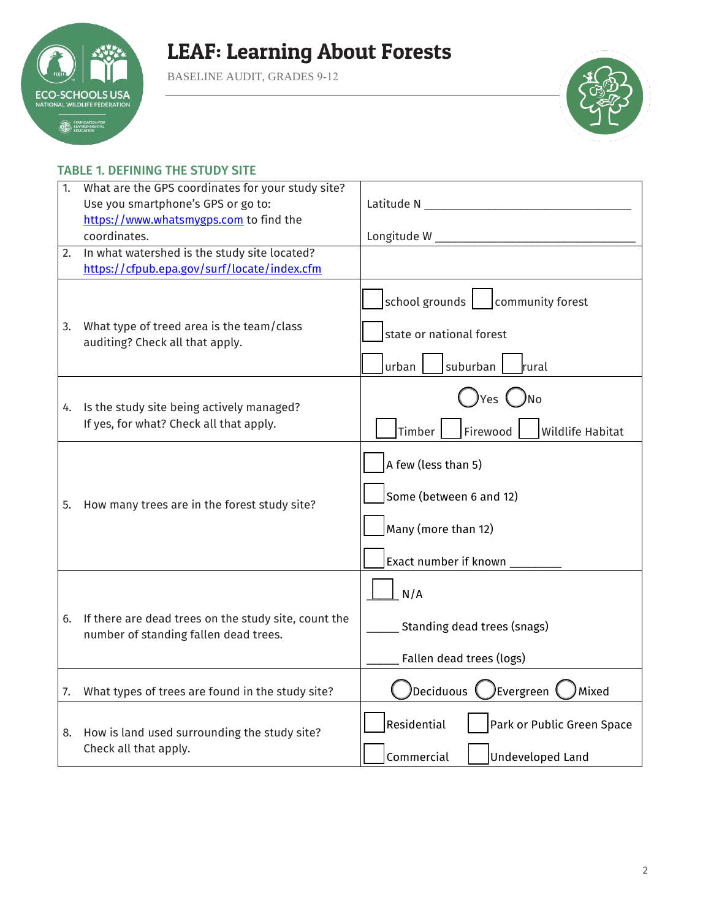# LEAF: Learning About Forests

BASELINE AUDIT, GRADES 9-12

### TABLE 1. DEFINING THE STUDY SITE

| | |
|---|---|
| 1. What are the GPS coordinates for your study site? Use you smartphone's GPS or go to: https://www.whatsmygps.com to find the coordinates. | Latitude N ________________________________<br><br>Longitude W ________________________________ |
| 2. In what watershed is the study site located? https://cfpub.epa.gov/surf/locate/index.cfm | |
| 3. What type of treed area is the team/class auditing? Check all that apply. | ☐ school grounds ☐ community forest<br><br>☐ state or national forest<br><br>☐ urban ☐ suburban ☐ rural |
| 4. Is the study site being actively managed? If yes, for what? Check all that apply. | ◯ Yes ◯ No<br><br>☐ Timber ☐ Firewood ☐ Wildlife Habitat |
| 5. How many trees are in the forest study site? | ☐ A few (less than 5)<br><br>☐ Some (between 6 and 12)<br><br>☐ Many (more than 12)<br><br>☐ Exact number if known ________ |
| 6. If there are dead trees on the study site, count the number of standing fallen dead trees. | ☐ N/A<br><br>_____ Standing dead trees (snags)<br><br>_____ Fallen dead trees (logs) |
| 7. What types of trees are found in the study site? | ◯ Deciduous ◯ Evergreen ◯ Mixed |
| 8. How is land used surrounding the study site? Check all that apply. | ☐ Residential ☐ Park or Public Green Space<br><br>☐ Commercial ☐ Undeveloped Land |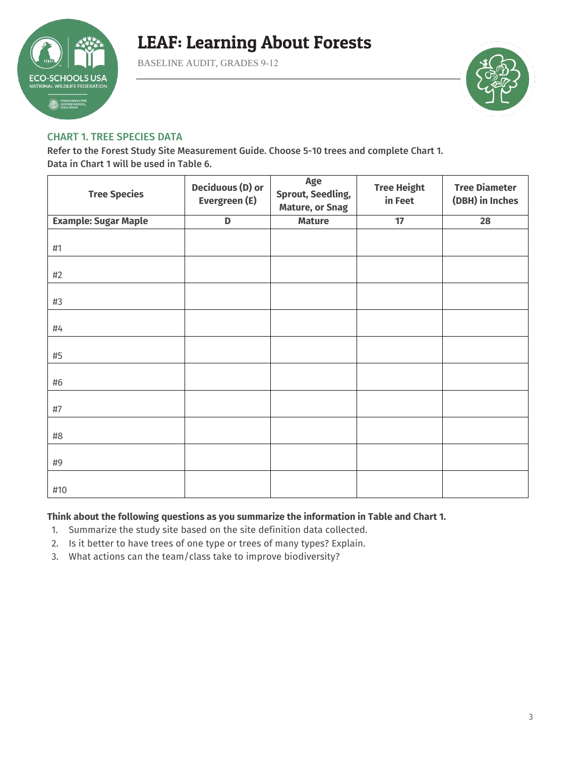# LEAF: Learning About Forests

BASELINE AUDIT, GRADES 9-12

## CHART 1. TREE SPECIES DATA

**Refer to the Forest Study Site Measurement Guide. Choose 5-10 trees and complete Chart 1. Data in Chart 1 will be used in Table 6.**

| Tree Species | Deciduous (D) or Evergreen (E) | Age Sprout, Seedling, Mature, or Snag | Tree Height in Feet | Tree Diameter (DBH) in Inches |
|---|---|---|---|---|
| **Example: Sugar Maple** | **D** | **Mature** | **17** | **28** |
| #1 | | | | |
| #2 | | | | |
| #3 | | | | |
| #4 | | | | |
| #5 | | | | |
| #6 | | | | |
| #7 | | | | |
| #8 | | | | |
| #9 | | | | |
| #10 | | | | |

**Think about the following questions as you summarize the information in Table and Chart 1.**

1. Summarize the study site based on the site definition data collected.
2. Is it better to have trees of one type or trees of many types? Explain.
3. What actions can the team/class take to improve biodiversity?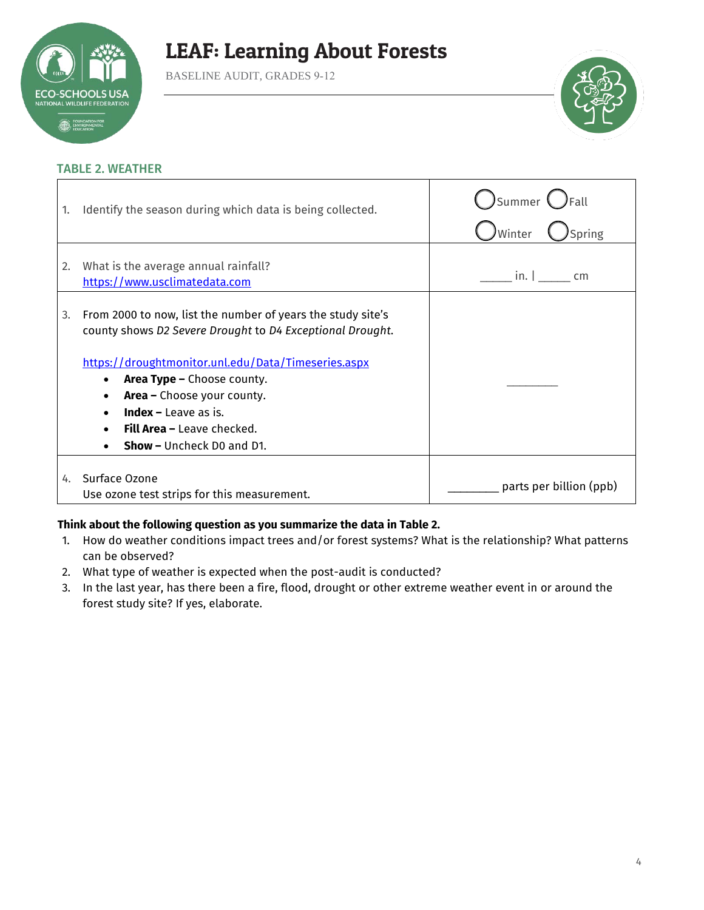## TABLE 2. WEATHER

| | |
|---|---|
| 1. Identify the season during which data is being collected. | ◯Summer ◯Fall ◯Winter ◯Spring |
| 2. What is the average annual rainfall? [https://www.usclimatedata.com](https://www.usclimatedata.com) | _____ in. \| _____ cm |
| 3. From 2000 to now, list the number of years the study site's county shows *D2 Severe Drought* to *D4 Exceptional Drought.* [https://droughtmonitor.unl.edu/Data/Timeseries.aspx](https://droughtmonitor.unl.edu/Data/Timeseries.aspx) <ul><li>**Area Type –** Choose county.</li><li>**Area –** Choose your county.</li><li>**Index –** Leave as is.</li><li>**Fill Area –** Leave checked.</li><li>**Show –** Uncheck D0 and D1.</li></ul> | ________ |
| 4. Surface Ozone Use ozone test strips for this measurement. | ________ parts per billion (ppb) |

**Think about the following question as you summarize the data in Table 2.**

1. How do weather conditions impact trees and/or forest systems? What is the relationship? What patterns can be observed?
2. What type of weather is expected when the post-audit is conducted?
3. In the last year, has there been a fire, flood, drought or other extreme weather event in or around the forest study site? If yes, elaborate.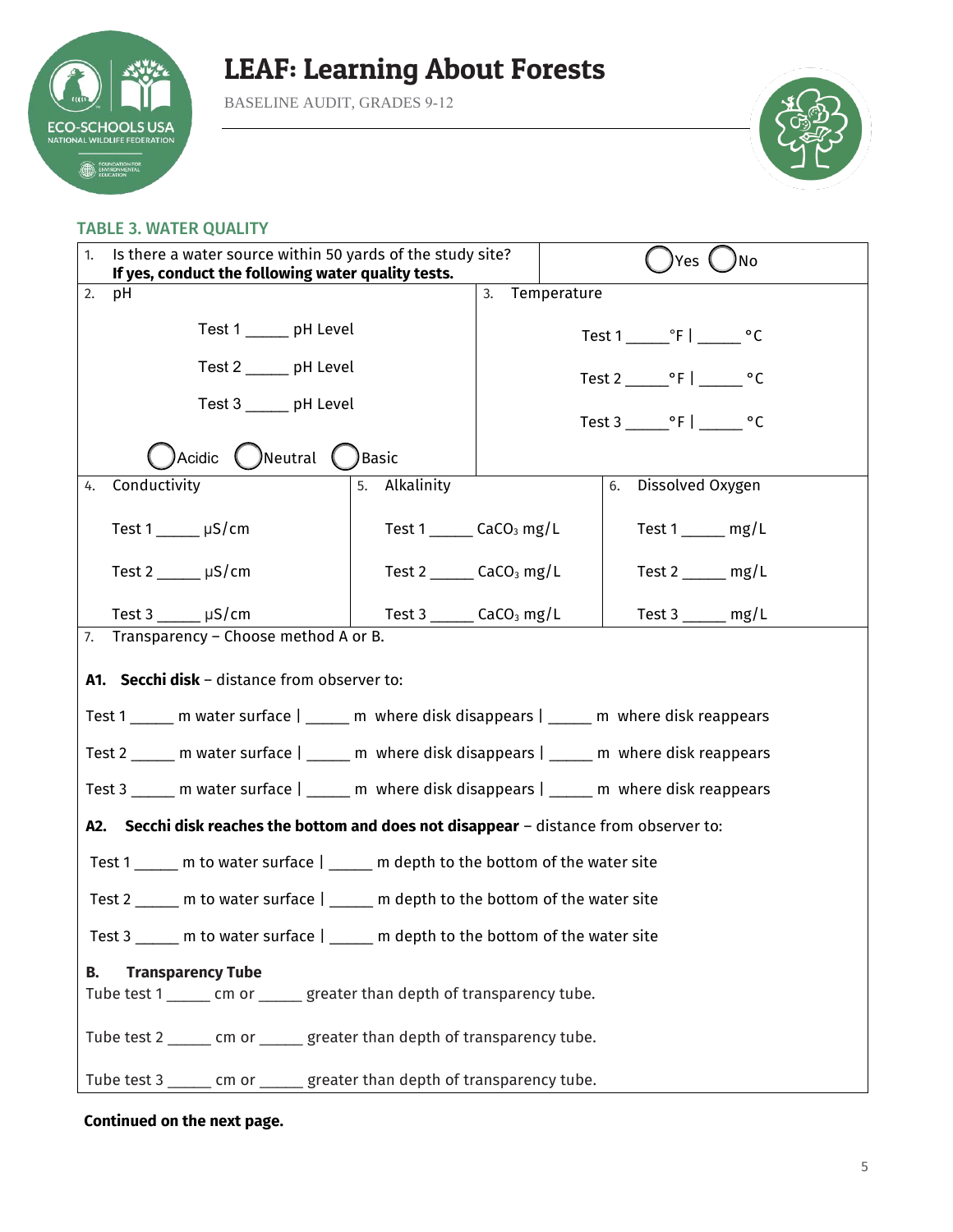# LEAF: Learning About Forests

BASELINE AUDIT, GRADES 9-12

## TABLE 3. WATER QUALITY

1. Is there a water source within 50 yards of the study site? **If yes, conduct the following water quality tests.** ◯ Yes ◯ No

2. pH

Test 1 _____ pH Level

Test 2 _____ pH Level

Test 3 _____ pH Level

◯ Acidic ◯ Neutral ◯ Basic

3. Temperature

Test 1 _____ °F | _____ °C

Test 2 _____ °F | _____ °C

Test 3 _____ °F | _____ °C

4. Conductivity

Test 1 _____ µS/cm

Test 2 _____ µS/cm

Test 3 _____ µS/cm

5. Alkalinity

Test 1 _____ $CaCO_3$ mg/L

Test 2 _____ $CaCO_3$ mg/L

Test 3 _____ $CaCO_3$ mg/L

6. Dissolved Oxygen

Test 1 _____ mg/L

Test 2 _____ mg/L

Test 3 _____ mg/L

7. Transparency – Choose method A or B.

**A1. Secchi disk** – distance from observer to:

Test 1 _____ m water surface | _____ m where disk disappears | _____ m where disk reappears

Test 2 _____ m water surface | _____ m where disk disappears | _____ m where disk reappears

Test 3 _____ m water surface | _____ m where disk disappears | _____ m where disk reappears

**A2. Secchi disk reaches the bottom and does not disappear** – distance from observer to:

Test 1 _____ m to water surface | _____ m depth to the bottom of the water site

Test 2 _____ m to water surface | _____ m depth to the bottom of the water site

Test 3 _____ m to water surface | _____ m depth to the bottom of the water site

**B. Transparency Tube**

Tube test 1 _____ cm or _____ greater than depth of transparency tube.

Tube test 2 _____ cm or _____ greater than depth of transparency tube.

Tube test 3 _____ cm or _____ greater than depth of transparency tube.

**Continued on the next page.**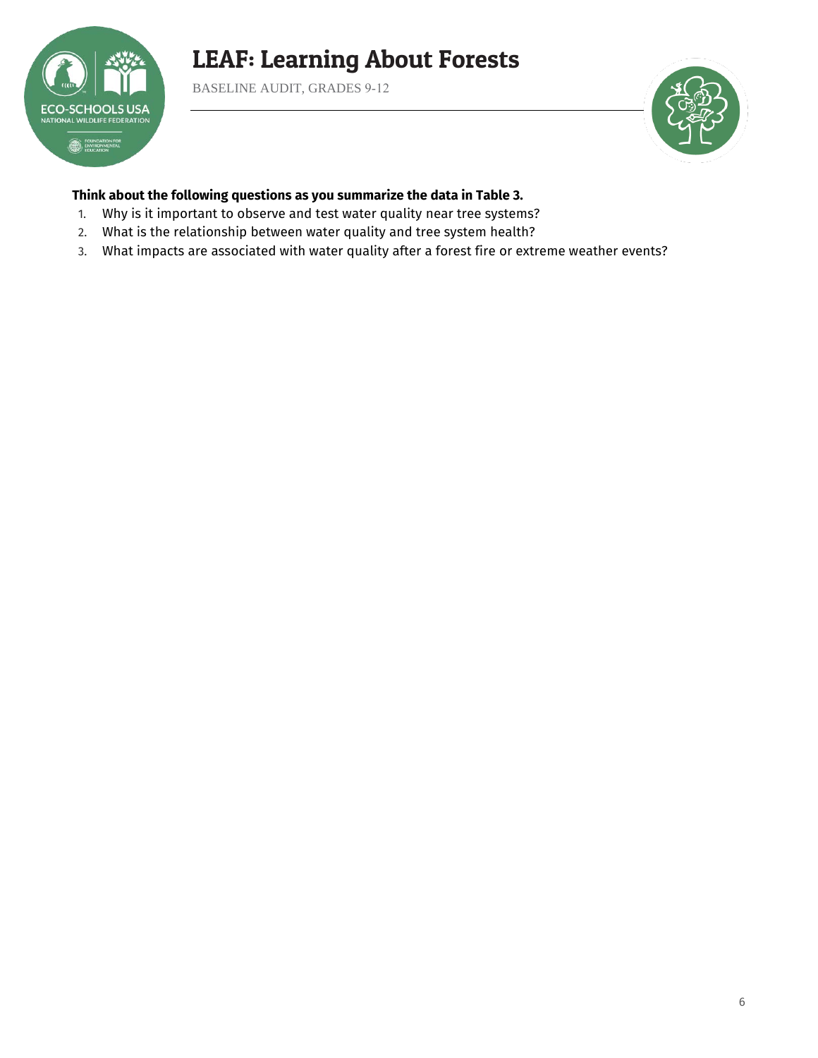**Think about the following questions as you summarize the data in Table 3.**

1. Why is it important to observe and test water quality near tree systems?
2. What is the relationship between water quality and tree system health?
3. What impacts are associated with water quality after a forest fire or extreme weather events?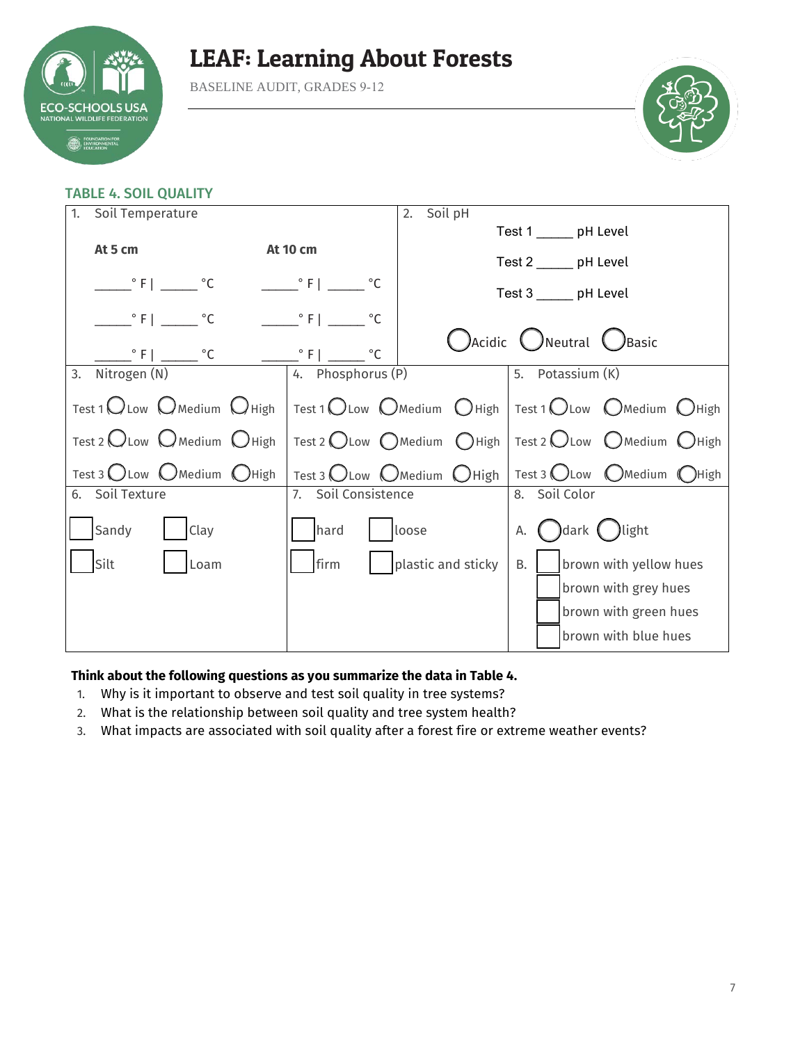# LEAF: Learning About Forests

BASELINE AUDIT, GRADES 9-12

## TABLE 4. SOIL QUALITY

| | | |
|---|---|---|
| 1. Soil Temperature<br><br>**At 5 cm**: _____ ° F \| _____ °C; _____ ° F \| _____ °C; _____ ° F \| _____ °C<br><br>**At 10 cm**: _____ ° F \| _____ °C; _____ ° F \| _____ °C; _____ ° F \| _____ °C | | 2. Soil pH<br><br>Test 1 _____ pH Level<br>Test 2 _____ pH Level<br>Test 3 _____ pH Level<br><br>◯ Acidic ◯ Neutral ◯ Basic |
| 3. Nitrogen (N)<br><br>Test 1 ◯ Low ◯ Medium ◯ High<br>Test 2 ◯ Low ◯ Medium ◯ High<br>Test 3 ◯ Low ◯ Medium ◯ High | 4. Phosphorus (P)<br><br>Test 1 ◯ Low ◯ Medium ◯ High<br>Test 2 ◯ Low ◯ Medium ◯ High<br>Test 3 ◯ Low ◯ Medium ◯ High | 5. Potassium (K)<br><br>Test 1 ◯ Low ◯ Medium ◯ High<br>Test 2 ◯ Low ◯ Medium ◯ High<br>Test 3 ◯ Low ◯ Medium ◯ High |
| 6. Soil Texture<br><br>☐ Sandy ☐ Clay<br>☐ Silt ☐ Loam | 7. Soil Consistence<br><br>☐ hard ☐ loose<br>☐ firm ☐ plastic and sticky | 8. Soil Color<br><br>A. ◯ dark ◯ light<br><br>B. ☐ brown with yellow hues<br>☐ brown with grey hues<br>☐ brown with green hues<br>☐ brown with blue hues |

**Think about the following questions as you summarize the data in Table 4.**

1. Why is it important to observe and test soil quality in tree systems?
2. What is the relationship between soil quality and tree system health?
3. What impacts are associated with soil quality after a forest fire or extreme weather events?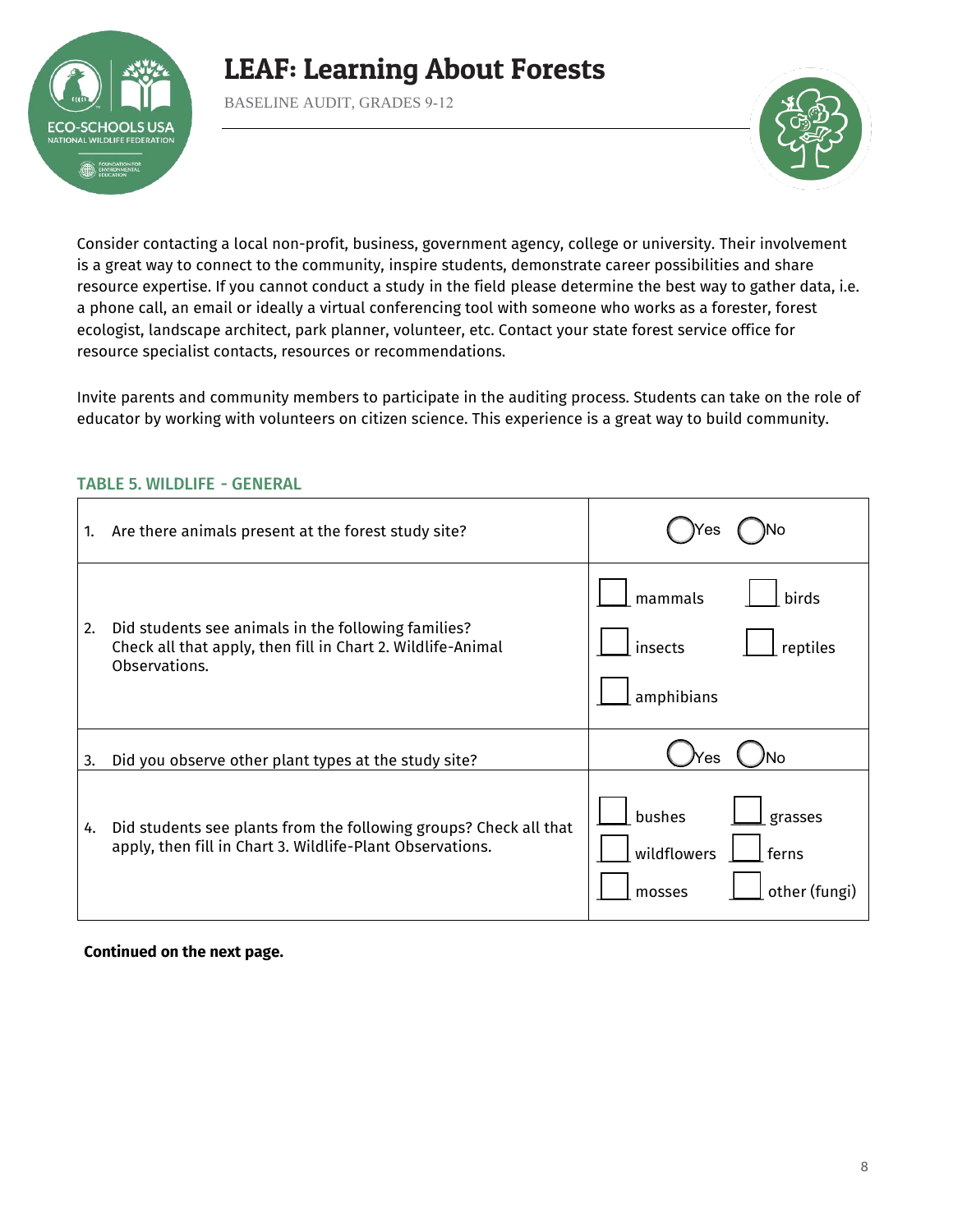Consider contacting a local non-profit, business, government agency, college or university. Their involvement is a great way to connect to the community, inspire students, demonstrate career possibilities and share resource expertise. If you cannot conduct a study in the field please determine the best way to gather data, i.e. a phone call, an email or ideally a virtual conferencing tool with someone who works as a forester, forest ecologist, landscape architect, park planner, volunteer, etc. Contact your state forest service office for resource specialist contacts, resources or recommendations.

Invite parents and community members to participate in the auditing process. Students can take on the role of educator by working with volunteers on citizen science. This experience is a great way to build community.

### TABLE 5. WILDLIFE - GENERAL

| | |
|---|---|
| 1. Are there animals present at the forest study site? | ◯ Yes ◯ No |
| 2. Did students see animals in the following families? Check all that apply, then fill in Chart 2. Wildlife-Animal Observations. | ☐ mammals ☐ birds ☐ insects ☐ reptiles ☐ amphibians |
| 3. Did you observe other plant types at the study site? | ◯ Yes ◯ No |
| 4. Did students see plants from the following groups? Check all that apply, then fill in Chart 3. Wildlife-Plant Observations. | ☐ bushes ☐ grasses ☐ wildflowers ☐ ferns ☐ mosses ☐ other (fungi) |

**Continued on the next page.**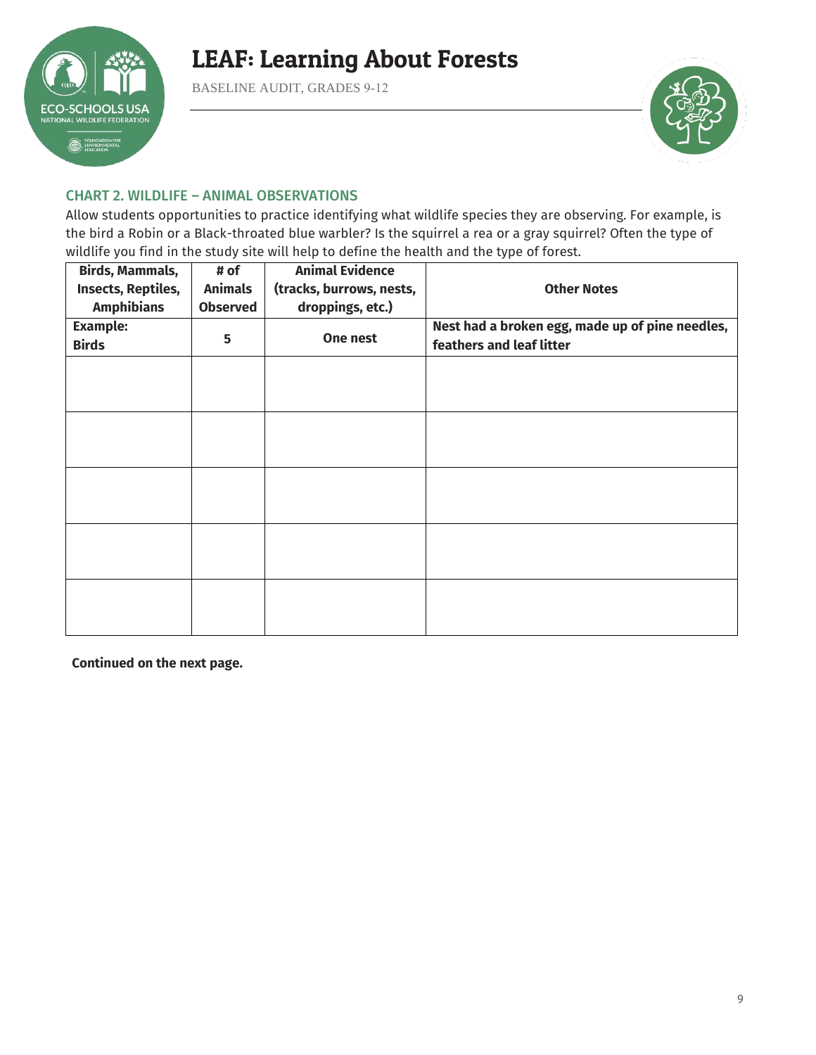## CHART 2. WILDLIFE – ANIMAL OBSERVATIONS

Allow students opportunities to practice identifying what wildlife species they are observing. For example, is the bird a Robin or a Black-throated blue warbler? Is the squirrel a rea or a gray squirrel? Often the type of wildlife you find in the study site will help to define the health and the type of forest.

| Birds, Mammals, Insects, Reptiles, Amphibians | # of Animals Observed | Animal Evidence (tracks, burrows, nests, droppings, etc.) | Other Notes |
|---|---|---|---|
| **Example: Birds** | **5** | **One nest** | **Nest had a broken egg, made up of pine needles, feathers and leaf litter** |
| | | | |
| | | | |
| | | | |
| | | | |
| | | | |

**Continued on the next page.**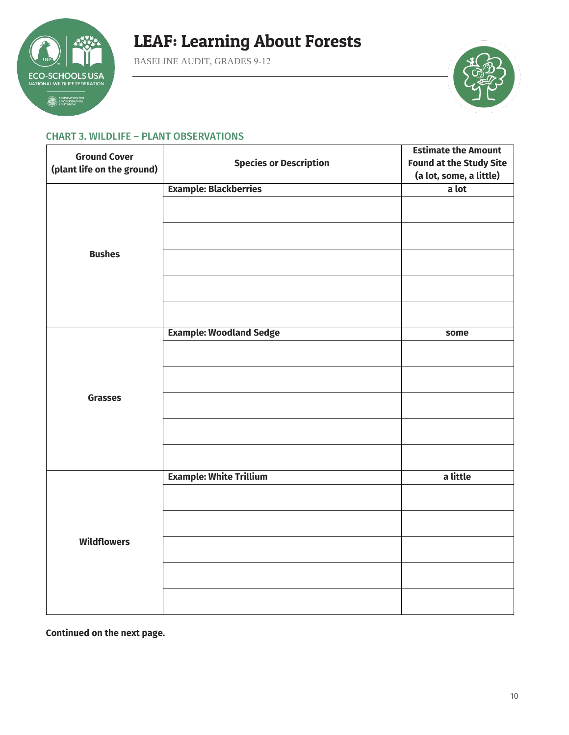# LEAF: Learning About Forests

BASELINE AUDIT, GRADES 9-12

## CHART 3. WILDLIFE – PLANT OBSERVATIONS

| Ground Cover (plant life on the ground) | Species or Description | Estimate the Amount Found at the Study Site (a lot, some, a little) |
|---|---|---|
| **Bushes** | **Example: Blackberries** | **a lot** |
| | | |
| | | |
| | | |
| | | |
| | | |
| **Grasses** | **Example: Woodland Sedge** | **some** |
| | | |
| | | |
| | | |
| | | |
| | | |
| **Wildflowers** | **Example: White Trillium** | **a little** |
| | | |
| | | |
| | | |
| | | |
| | | |

**Continued on the next page.**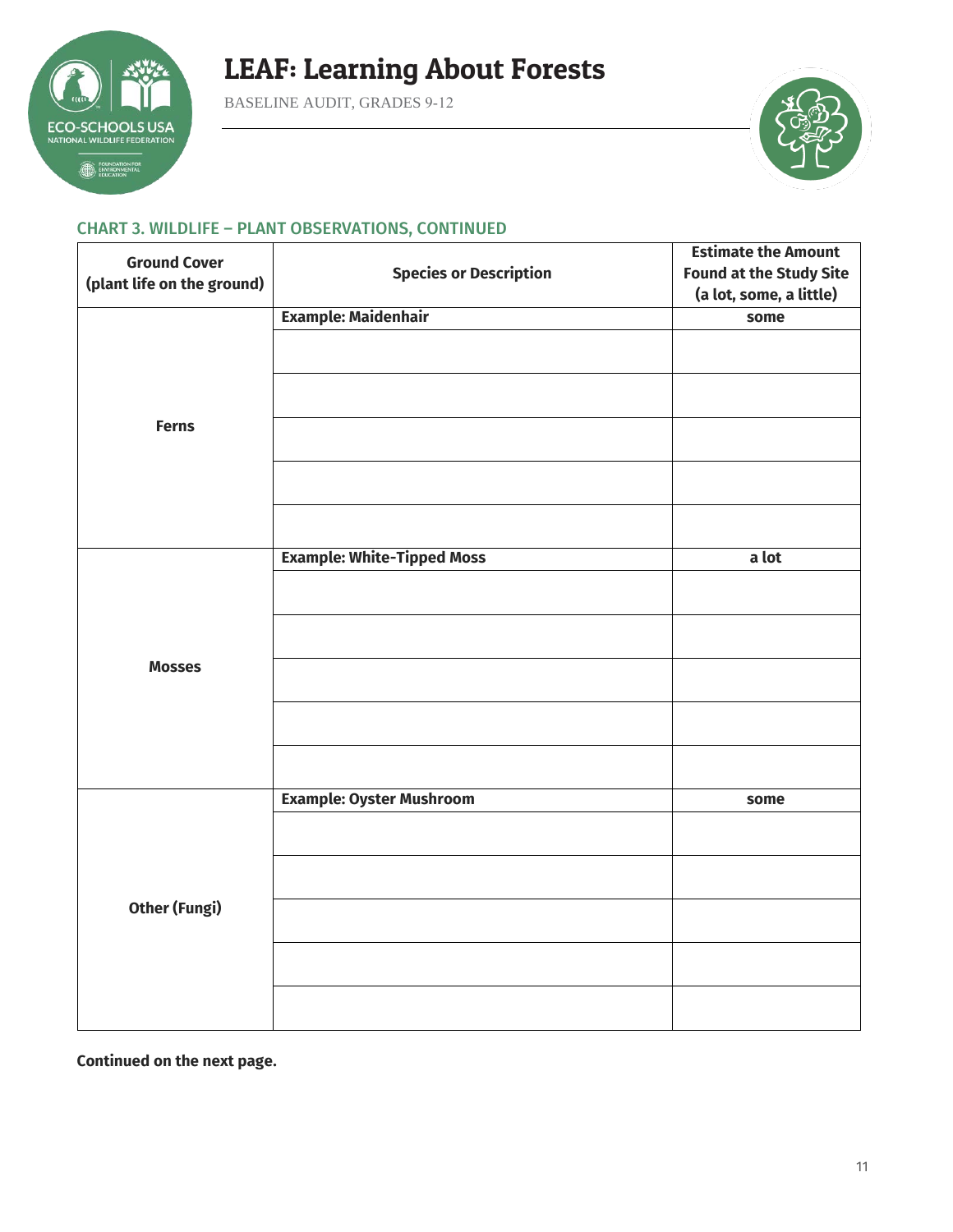# LEAF: Learning About Forests

BASELINE AUDIT, GRADES 9-12

## CHART 3. WILDLIFE – PLANT OBSERVATIONS, CONTINUED

| Ground Cover (plant life on the ground) | Species or Description | Estimate the Amount Found at the Study Site (a lot, some, a little) |
|---|---|---|
| **Ferns** | **Example: Maidenhair** | **some** |
| | | |
| | | |
| | | |
| | | |
| | | |
| **Mosses** | **Example: White-Tipped Moss** | **a lot** |
| | | |
| | | |
| | | |
| | | |
| | | |
| **Other (Fungi)** | **Example: Oyster Mushroom** | **some** |
| | | |
| | | |
| | | |
| | | |
| | | |

**Continued on the next page.**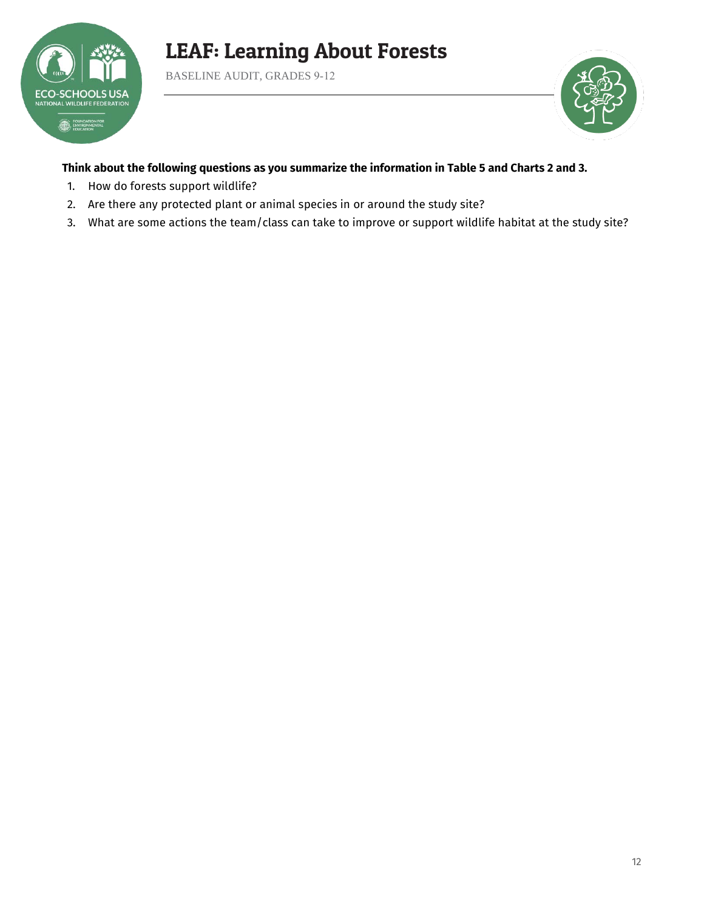**Think about the following questions as you summarize the information in Table 5 and Charts 2 and 3.**

1. How do forests support wildlife?
2. Are there any protected plant or animal species in or around the study site?
3. What are some actions the team/class can take to improve or support wildlife habitat at the study site?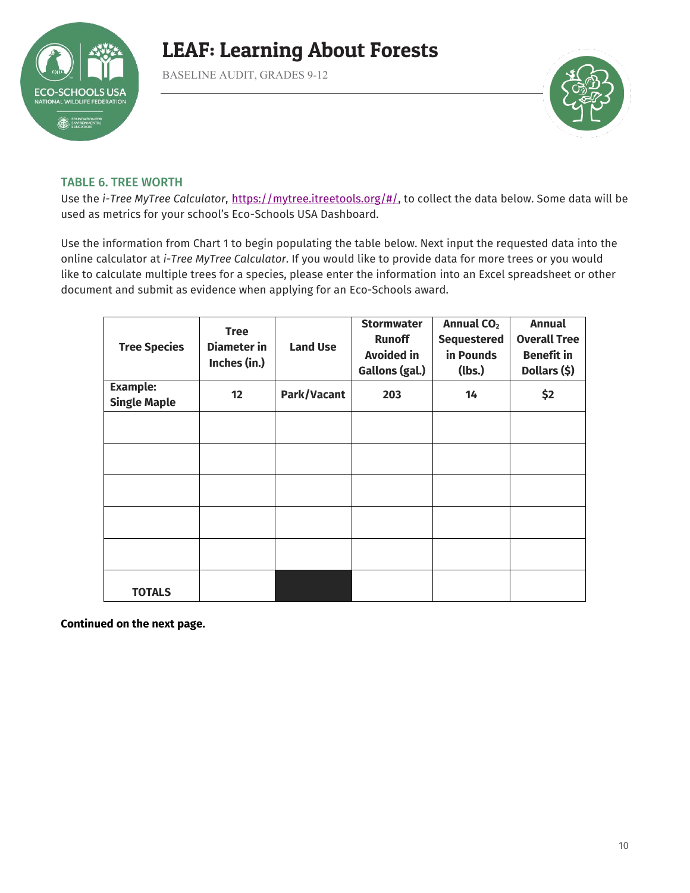### TABLE 6. TREE WORTH

Use the *i-Tree MyTree Calculator*, https://mytree.itreetools.org/#/, to collect the data below. Some data will be used as metrics for your school's Eco-Schools USA Dashboard.

Use the information from Chart 1 to begin populating the table below. Next input the requested data into the online calculator at *i-Tree MyTree Calculator*. If you would like to provide data for more trees or you would like to calculate multiple trees for a species, please enter the information into an Excel spreadsheet or other document and submit as evidence when applying for an Eco-Schools award.

| Tree Species | Tree Diameter in Inches (in.) | Land Use | Stormwater Runoff Avoided in Gallons (gal.) | Annual $CO_2$ Sequestered in Pounds (lbs.) | Annual Overall Tree Benefit in Dollars ($) |
|---|---|---|---|---|---|
| **Example: Single Maple** | **12** | **Park/Vacant** | **203** | **14** | **$2** |
| | | | | | |
| | | | | | |
| | | | | | |
| | | | | | |
| | | | | | |
| **TOTALS** | | | | | |

**Continued on the next page.**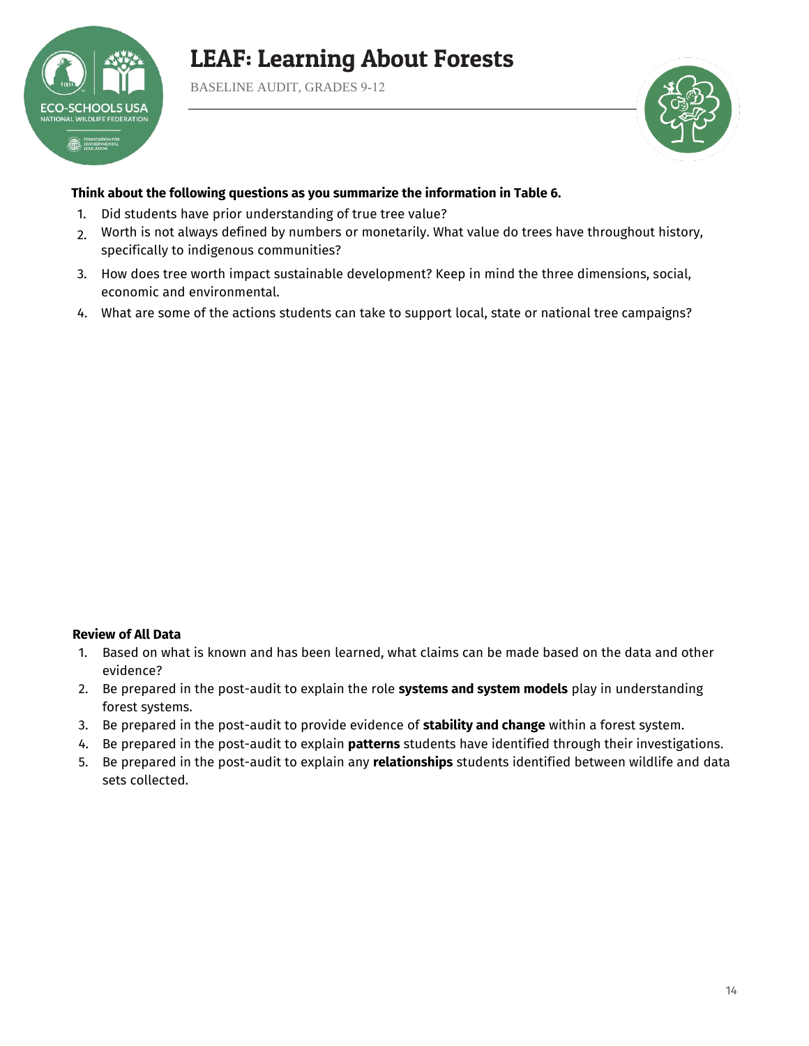**Think about the following questions as you summarize the information in Table 6.**

1. Did students have prior understanding of true tree value?
2. Worth is not always defined by numbers or monetarily. What value do trees have throughout history, specifically to indigenous communities?
3. How does tree worth impact sustainable development? Keep in mind the three dimensions, social, economic and environmental.
4. What are some of the actions students can take to support local, state or national tree campaigns?

**Review of All Data**

1. Based on what is known and has been learned, what claims can be made based on the data and other evidence?
2. Be prepared in the post-audit to explain the role **systems and system models** play in understanding forest systems.
3. Be prepared in the post-audit to provide evidence of **stability and change** within a forest system.
4. Be prepared in the post-audit to explain **patterns** students have identified through their investigations.
5. Be prepared in the post-audit to explain any **relationships** students identified between wildlife and data sets collected.